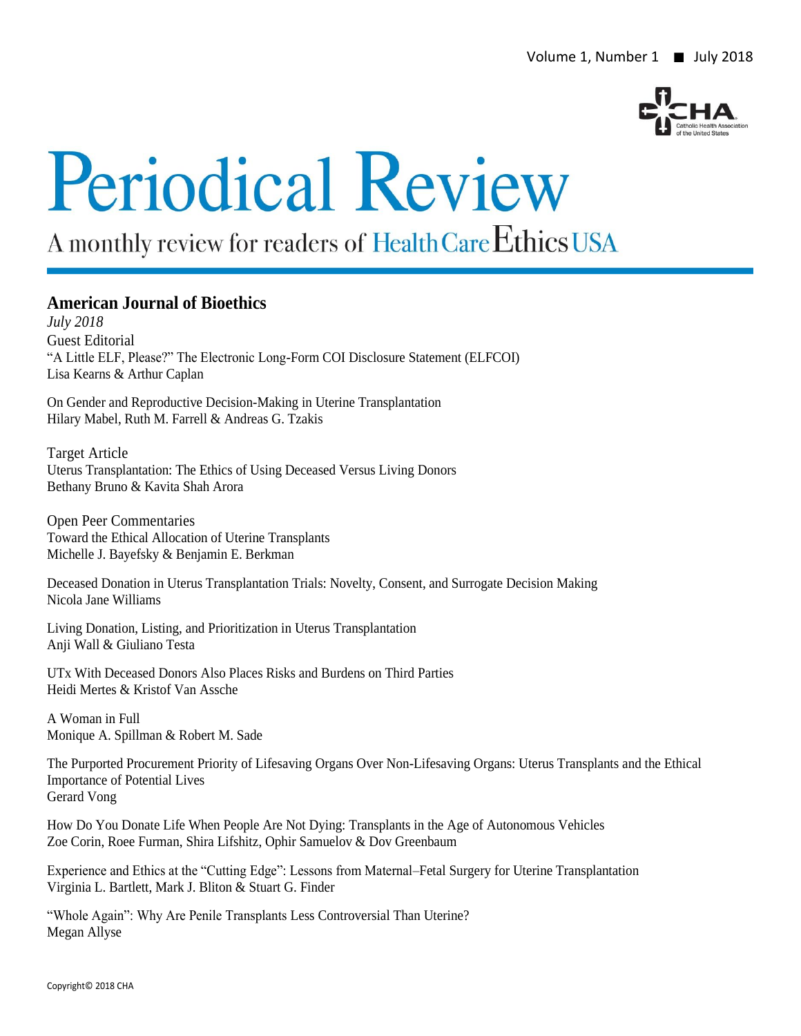Volume 1, Number 1 ■ July 2018

# Periodical Review

A monthly review for readers of Health Care Ethics USA

## American Journal of Bioethics

*July 2018*

Guest Editorial
"A Little ELF, Please?" The Electronic Long-Form COI Disclosure Statement (ELFCOI)
Lisa Kearns & Arthur Caplan

On Gender and Reproductive Decision-Making in Uterine Transplantation
Hilary Mabel, Ruth M. Farrell & Andreas G. Tzakis

Target Article
Uterus Transplantation: The Ethics of Using Deceased Versus Living Donors
Bethany Bruno & Kavita Shah Arora

Open Peer Commentaries
Toward the Ethical Allocation of Uterine Transplants
Michelle J. Bayefsky & Benjamin E. Berkman

Deceased Donation in Uterus Transplantation Trials: Novelty, Consent, and Surrogate Decision Making
Nicola Jane Williams

Living Donation, Listing, and Prioritization in Uterus Transplantation
Anji Wall & Giuliano Testa

UTx With Deceased Donors Also Places Risks and Burdens on Third Parties
Heidi Mertes & Kristof Van Assche

A Woman in Full
Monique A. Spillman & Robert M. Sade

The Purported Procurement Priority of Lifesaving Organs Over Non-Lifesaving Organs: Uterus Transplants and the Ethical Importance of Potential Lives
Gerard Vong

How Do You Donate Life When People Are Not Dying: Transplants in the Age of Autonomous Vehicles
Zoe Corin, Roee Furman, Shira Lifshitz, Ophir Samuelov & Dov Greenbaum

Experience and Ethics at the "Cutting Edge": Lessons from Maternal–Fetal Surgery for Uterine Transplantation
Virginia L. Bartlett, Mark J. Bliton & Stuart G. Finder

"Whole Again": Why Are Penile Transplants Less Controversial Than Uterine?
Megan Allyse

Copyright© 2018 CHA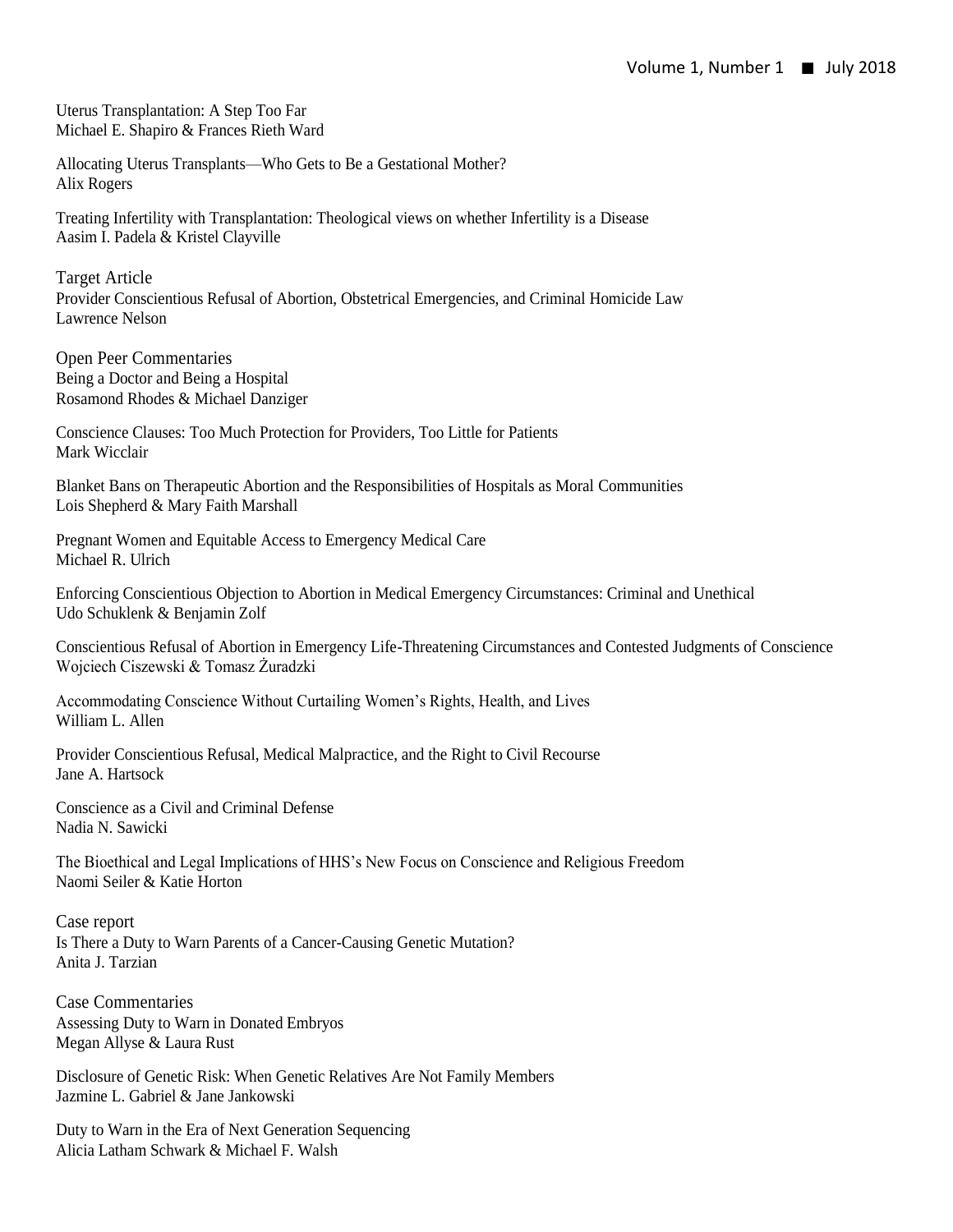Uterus Transplantation: A Step Too Far
Michael E. Shapiro & Frances Rieth Ward

Allocating Uterus Transplants—Who Gets to Be a Gestational Mother?
Alix Rogers

Treating Infertility with Transplantation: Theological views on whether Infertility is a Disease
Aasim I. Padela & Kristel Clayville

## Target Article

Provider Conscientious Refusal of Abortion, Obstetrical Emergencies, and Criminal Homicide Law
Lawrence Nelson

## Open Peer Commentaries

Being a Doctor and Being a Hospital
Rosamond Rhodes & Michael Danziger

Conscience Clauses: Too Much Protection for Providers, Too Little for Patients
Mark Wicclair

Blanket Bans on Therapeutic Abortion and the Responsibilities of Hospitals as Moral Communities
Lois Shepherd & Mary Faith Marshall

Pregnant Women and Equitable Access to Emergency Medical Care
Michael R. Ulrich

Enforcing Conscientious Objection to Abortion in Medical Emergency Circumstances: Criminal and Unethical
Udo Schuklenk & Benjamin Zolf

Conscientious Refusal of Abortion in Emergency Life-Threatening Circumstances and Contested Judgments of Conscience
Wojciech Ciszewski & Tomasz Żuradzki

Accommodating Conscience Without Curtailing Women's Rights, Health, and Lives
William L. Allen

Provider Conscientious Refusal, Medical Malpractice, and the Right to Civil Recourse
Jane A. Hartsock

Conscience as a Civil and Criminal Defense
Nadia N. Sawicki

The Bioethical and Legal Implications of HHS's New Focus on Conscience and Religious Freedom
Naomi Seiler & Katie Horton

## Case report

Is There a Duty to Warn Parents of a Cancer-Causing Genetic Mutation?
Anita J. Tarzian

## Case Commentaries

Assessing Duty to Warn in Donated Embryos
Megan Allyse & Laura Rust

Disclosure of Genetic Risk: When Genetic Relatives Are Not Family Members
Jazmine L. Gabriel & Jane Jankowski

Duty to Warn in the Era of Next Generation Sequencing
Alicia Latham Schwark & Michael F. Walsh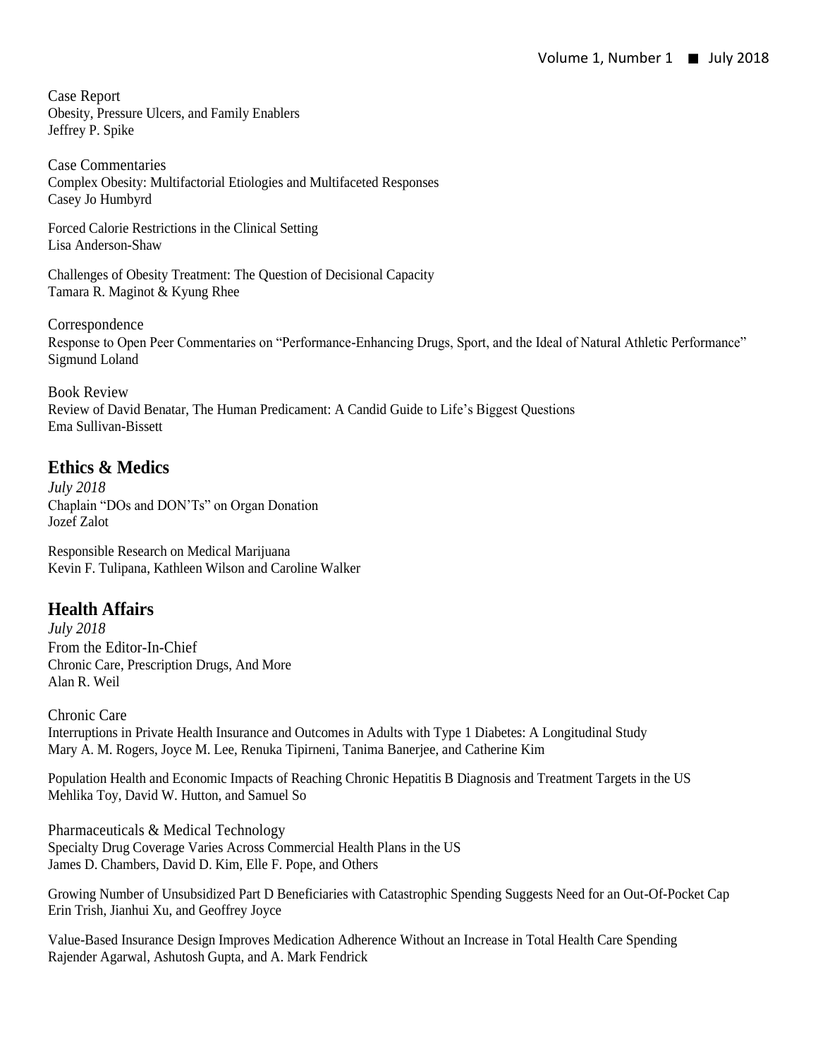Case Report
Obesity, Pressure Ulcers, and Family Enablers
Jeffrey P. Spike

Case Commentaries
Complex Obesity: Multifactorial Etiologies and Multifaceted Responses
Casey Jo Humbyrd

Forced Calorie Restrictions in the Clinical Setting
Lisa Anderson-Shaw

Challenges of Obesity Treatment: The Question of Decisional Capacity
Tamara R. Maginot & Kyung Rhee

Correspondence
Response to Open Peer Commentaries on "Performance-Enhancing Drugs, Sport, and the Ideal of Natural Athletic Performance"
Sigmund Loland

Book Review
Review of David Benatar, The Human Predicament: A Candid Guide to Life's Biggest Questions
Ema Sullivan-Bissett

## Ethics & Medics

*July 2018*
Chaplain "DOs and DON'Ts" on Organ Donation
Jozef Zalot

Responsible Research on Medical Marijuana
Kevin F. Tulipana, Kathleen Wilson and Caroline Walker

## Health Affairs

*July 2018*
From the Editor-In-Chief
Chronic Care, Prescription Drugs, And More
Alan R. Weil

Chronic Care
Interruptions in Private Health Insurance and Outcomes in Adults with Type 1 Diabetes: A Longitudinal Study
Mary A. M. Rogers, Joyce M. Lee, Renuka Tipirneni, Tanima Banerjee, and Catherine Kim

Population Health and Economic Impacts of Reaching Chronic Hepatitis B Diagnosis and Treatment Targets in the US
Mehlika Toy, David W. Hutton, and Samuel So

Pharmaceuticals & Medical Technology
Specialty Drug Coverage Varies Across Commercial Health Plans in the US
James D. Chambers, David D. Kim, Elle F. Pope, and Others

Growing Number of Unsubsidized Part D Beneficiaries with Catastrophic Spending Suggests Need for an Out-Of-Pocket Cap
Erin Trish, Jianhui Xu, and Geoffrey Joyce

Value-Based Insurance Design Improves Medication Adherence Without an Increase in Total Health Care Spending
Rajender Agarwal, Ashutosh Gupta, and A. Mark Fendrick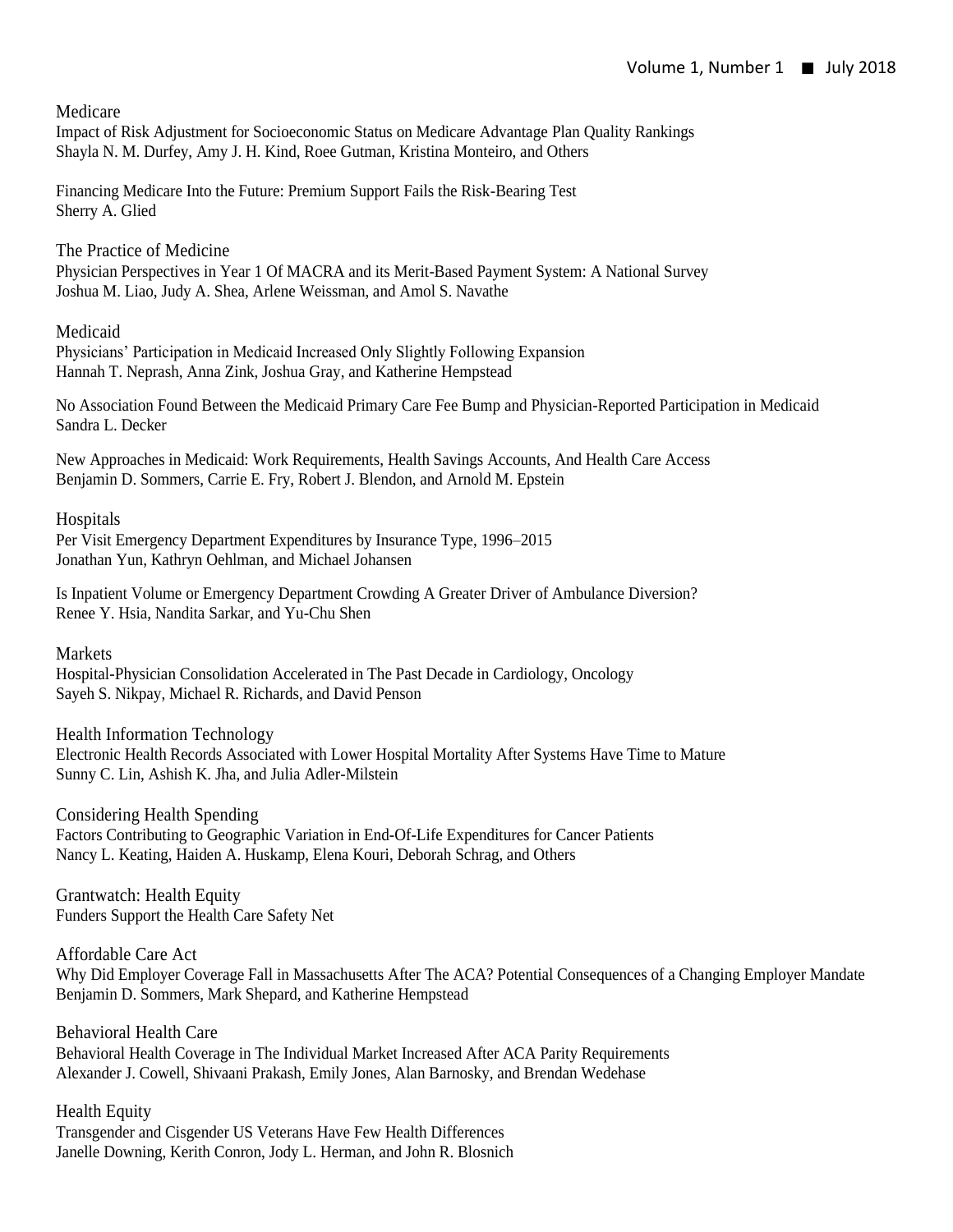## Medicare

Impact of Risk Adjustment for Socioeconomic Status on Medicare Advantage Plan Quality Rankings
Shayla N. M. Durfey, Amy J. H. Kind, Roee Gutman, Kristina Monteiro, and Others

Financing Medicare Into the Future: Premium Support Fails the Risk-Bearing Test
Sherry A. Glied

## The Practice of Medicine

Physician Perspectives in Year 1 Of MACRA and its Merit-Based Payment System: A National Survey
Joshua M. Liao, Judy A. Shea, Arlene Weissman, and Amol S. Navathe

## Medicaid

Physicians' Participation in Medicaid Increased Only Slightly Following Expansion
Hannah T. Neprash, Anna Zink, Joshua Gray, and Katherine Hempstead

No Association Found Between the Medicaid Primary Care Fee Bump and Physician-Reported Participation in Medicaid
Sandra L. Decker

New Approaches in Medicaid: Work Requirements, Health Savings Accounts, And Health Care Access
Benjamin D. Sommers, Carrie E. Fry, Robert J. Blendon, and Arnold M. Epstein

## Hospitals

Per Visit Emergency Department Expenditures by Insurance Type, 1996–2015
Jonathan Yun, Kathryn Oehlman, and Michael Johansen

Is Inpatient Volume or Emergency Department Crowding A Greater Driver of Ambulance Diversion?
Renee Y. Hsia, Nandita Sarkar, and Yu-Chu Shen

## Markets

Hospital-Physician Consolidation Accelerated in The Past Decade in Cardiology, Oncology
Sayeh S. Nikpay, Michael R. Richards, and David Penson

## Health Information Technology

Electronic Health Records Associated with Lower Hospital Mortality After Systems Have Time to Mature
Sunny C. Lin, Ashish K. Jha, and Julia Adler-Milstein

## Considering Health Spending

Factors Contributing to Geographic Variation in End-Of-Life Expenditures for Cancer Patients
Nancy L. Keating, Haiden A. Huskamp, Elena Kouri, Deborah Schrag, and Others

## Grantwatch: Health Equity

Funders Support the Health Care Safety Net

## Affordable Care Act

Why Did Employer Coverage Fall in Massachusetts After The ACA? Potential Consequences of a Changing Employer Mandate
Benjamin D. Sommers, Mark Shepard, and Katherine Hempstead

## Behavioral Health Care

Behavioral Health Coverage in The Individual Market Increased After ACA Parity Requirements
Alexander J. Cowell, Shivaani Prakash, Emily Jones, Alan Barnosky, and Brendan Wedehase

## Health Equity

Transgender and Cisgender US Veterans Have Few Health Differences
Janelle Downing, Kerith Conron, Jody L. Herman, and John R. Blosnich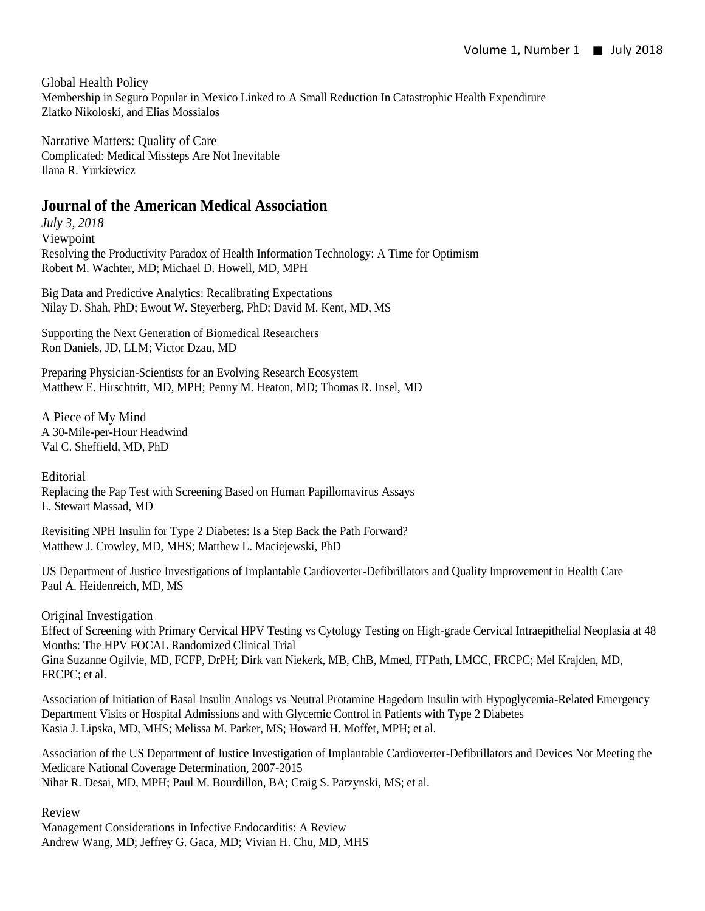Global Health Policy
Membership in Seguro Popular in Mexico Linked to A Small Reduction In Catastrophic Health Expenditure
Zlatko Nikoloski, and Elias Mossialos

Narrative Matters: Quality of Care
Complicated: Medical Missteps Are Not Inevitable
Ilana R. Yurkiewicz

## Journal of the American Medical Association

*July 3, 2018*

Viewpoint
Resolving the Productivity Paradox of Health Information Technology: A Time for Optimism
Robert M. Wachter, MD; Michael D. Howell, MD, MPH

Big Data and Predictive Analytics: Recalibrating Expectations
Nilay D. Shah, PhD; Ewout W. Steyerberg, PhD; David M. Kent, MD, MS

Supporting the Next Generation of Biomedical Researchers
Ron Daniels, JD, LLM; Victor Dzau, MD

Preparing Physician-Scientists for an Evolving Research Ecosystem
Matthew E. Hirschtritt, MD, MPH; Penny M. Heaton, MD; Thomas R. Insel, MD

A Piece of My Mind
A 30-Mile-per-Hour Headwind
Val C. Sheffield, MD, PhD

Editorial
Replacing the Pap Test with Screening Based on Human Papillomavirus Assays
L. Stewart Massad, MD

Revisiting NPH Insulin for Type 2 Diabetes: Is a Step Back the Path Forward?
Matthew J. Crowley, MD, MHS; Matthew L. Maciejewski, PhD

US Department of Justice Investigations of Implantable Cardioverter-Defibrillators and Quality Improvement in Health Care
Paul A. Heidenreich, MD, MS

Original Investigation
Effect of Screening with Primary Cervical HPV Testing vs Cytology Testing on High-grade Cervical Intraepithelial Neoplasia at 48 Months: The HPV FOCAL Randomized Clinical Trial
Gina Suzanne Ogilvie, MD, FCFP, DrPH; Dirk van Niekerk, MB, ChB, Mmed, FFPath, LMCC, FRCPC; Mel Krajden, MD, FRCPC; et al.

Association of Initiation of Basal Insulin Analogs vs Neutral Protamine Hagedorn Insulin with Hypoglycemia-Related Emergency Department Visits or Hospital Admissions and with Glycemic Control in Patients with Type 2 Diabetes
Kasia J. Lipska, MD, MHS; Melissa M. Parker, MS; Howard H. Moffet, MPH; et al.

Association of the US Department of Justice Investigation of Implantable Cardioverter-Defibrillators and Devices Not Meeting the Medicare National Coverage Determination, 2007-2015
Nihar R. Desai, MD, MPH; Paul M. Bourdillon, BA; Craig S. Parzynski, MS; et al.

Review
Management Considerations in Infective Endocarditis: A Review
Andrew Wang, MD; Jeffrey G. Gaca, MD; Vivian H. Chu, MD, MHS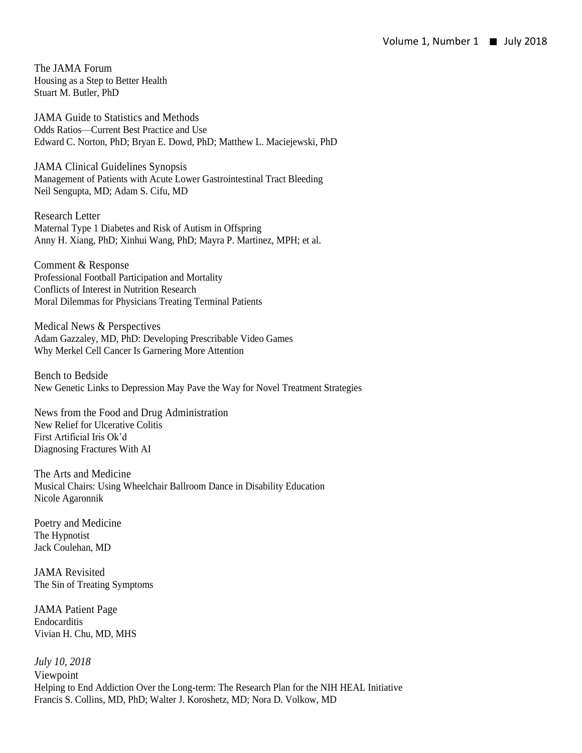The JAMA Forum
Housing as a Step to Better Health
Stuart M. Butler, PhD

JAMA Guide to Statistics and Methods
Odds Ratios—Current Best Practice and Use
Edward C. Norton, PhD; Bryan E. Dowd, PhD; Matthew L. Maciejewski, PhD

JAMA Clinical Guidelines Synopsis
Management of Patients with Acute Lower Gastrointestinal Tract Bleeding
Neil Sengupta, MD; Adam S. Cifu, MD

Research Letter
Maternal Type 1 Diabetes and Risk of Autism in Offspring
Anny H. Xiang, PhD; Xinhui Wang, PhD; Mayra P. Martinez, MPH; et al.

Comment & Response
Professional Football Participation and Mortality
Conflicts of Interest in Nutrition Research
Moral Dilemmas for Physicians Treating Terminal Patients

Medical News & Perspectives
Adam Gazzaley, MD, PhD: Developing Prescribable Video Games
Why Merkel Cell Cancer Is Garnering More Attention

Bench to Bedside
New Genetic Links to Depression May Pave the Way for Novel Treatment Strategies

News from the Food and Drug Administration
New Relief for Ulcerative Colitis
First Artificial Iris Ok'd
Diagnosing Fractures With AI

The Arts and Medicine
Musical Chairs: Using Wheelchair Ballroom Dance in Disability Education
Nicole Agaronnik

Poetry and Medicine
The Hypnotist
Jack Coulehan, MD

JAMA Revisited
The Sin of Treating Symptoms

JAMA Patient Page
Endocarditis
Vivian H. Chu, MD, MHS

*July 10, 2018*

Viewpoint
Helping to End Addiction Over the Long-term: The Research Plan for the NIH HEAL Initiative
Francis S. Collins, MD, PhD; Walter J. Koroshetz, MD; Nora D. Volkow, MD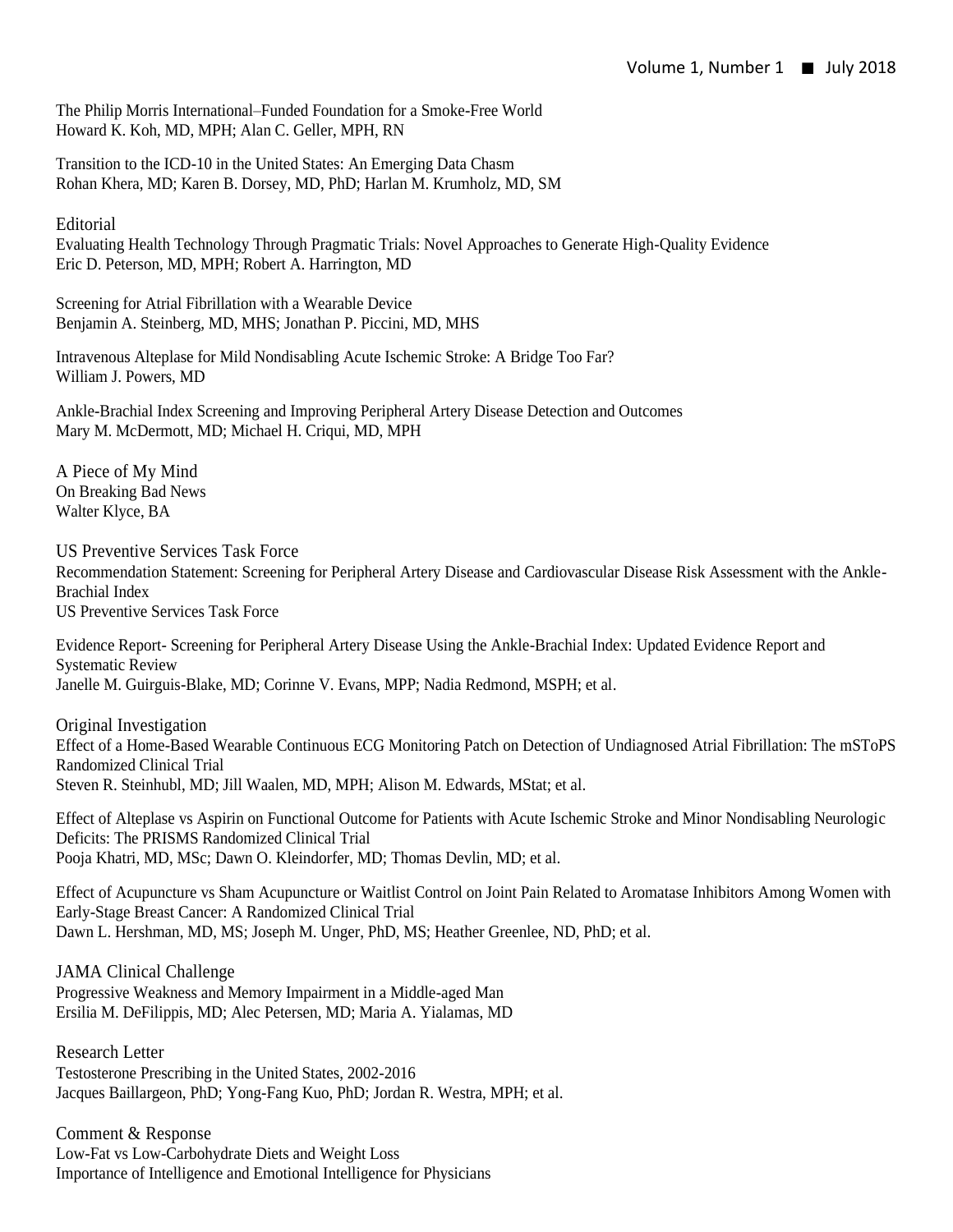The Philip Morris International–Funded Foundation for a Smoke-Free World
Howard K. Koh, MD, MPH; Alan C. Geller, MPH, RN

Transition to the ICD-10 in the United States: An Emerging Data Chasm
Rohan Khera, MD; Karen B. Dorsey, MD, PhD; Harlan M. Krumholz, MD, SM

## Editorial

Evaluating Health Technology Through Pragmatic Trials: Novel Approaches to Generate High-Quality Evidence
Eric D. Peterson, MD, MPH; Robert A. Harrington, MD

Screening for Atrial Fibrillation with a Wearable Device
Benjamin A. Steinberg, MD, MHS; Jonathan P. Piccini, MD, MHS

Intravenous Alteplase for Mild Nondisabling Acute Ischemic Stroke: A Bridge Too Far?
William J. Powers, MD

Ankle-Brachial Index Screening and Improving Peripheral Artery Disease Detection and Outcomes
Mary M. McDermott, MD; Michael H. Criqui, MD, MPH

## A Piece of My Mind

On Breaking Bad News
Walter Klyce, BA

## US Preventive Services Task Force

Recommendation Statement: Screening for Peripheral Artery Disease and Cardiovascular Disease Risk Assessment with the Ankle-Brachial Index
US Preventive Services Task Force

Evidence Report- Screening for Peripheral Artery Disease Using the Ankle-Brachial Index: Updated Evidence Report and Systematic Review
Janelle M. Guirguis-Blake, MD; Corinne V. Evans, MPP; Nadia Redmond, MSPH; et al.

## Original Investigation

Effect of a Home-Based Wearable Continuous ECG Monitoring Patch on Detection of Undiagnosed Atrial Fibrillation: The mSToPS Randomized Clinical Trial
Steven R. Steinhubl, MD; Jill Waalen, MD, MPH; Alison M. Edwards, MStat; et al.

Effect of Alteplase vs Aspirin on Functional Outcome for Patients with Acute Ischemic Stroke and Minor Nondisabling Neurologic Deficits: The PRISMS Randomized Clinical Trial
Pooja Khatri, MD, MSc; Dawn O. Kleindorfer, MD; Thomas Devlin, MD; et al.

Effect of Acupuncture vs Sham Acupuncture or Waitlist Control on Joint Pain Related to Aromatase Inhibitors Among Women with Early-Stage Breast Cancer: A Randomized Clinical Trial
Dawn L. Hershman, MD, MS; Joseph M. Unger, PhD, MS; Heather Greenlee, ND, PhD; et al.

## JAMA Clinical Challenge

Progressive Weakness and Memory Impairment in a Middle-aged Man
Ersilia M. DeFilippis, MD; Alec Petersen, MD; Maria A. Yialamas, MD

## Research Letter

Testosterone Prescribing in the United States, 2002-2016
Jacques Baillargeon, PhD; Yong-Fang Kuo, PhD; Jordan R. Westra, MPH; et al.

## Comment & Response

Low-Fat vs Low-Carbohydrate Diets and Weight Loss
Importance of Intelligence and Emotional Intelligence for Physicians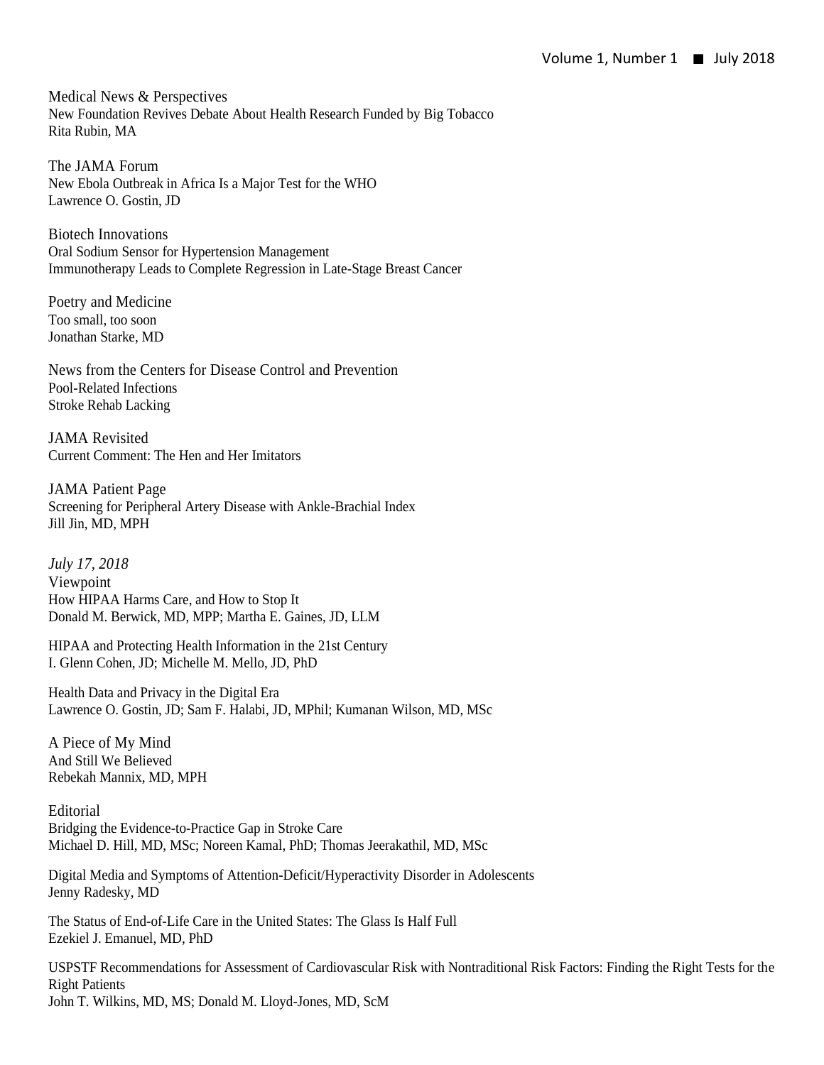### Medical News & Perspectives

New Foundation Revives Debate About Health Research Funded by Big Tobacco
Rita Rubin, MA

### The JAMA Forum

New Ebola Outbreak in Africa Is a Major Test for the WHO
Lawrence O. Gostin, JD

### Biotech Innovations

Oral Sodium Sensor for Hypertension Management
Immunotherapy Leads to Complete Regression in Late-Stage Breast Cancer

### Poetry and Medicine

Too small, too soon
Jonathan Starke, MD

### News from the Centers for Disease Control and Prevention

Pool-Related Infections
Stroke Rehab Lacking

### JAMA Revisited

Current Comment: The Hen and Her Imitators

### JAMA Patient Page

Screening for Peripheral Artery Disease with Ankle-Brachial Index
Jill Jin, MD, MPH

## *July 17, 2018*

### Viewpoint

How HIPAA Harms Care, and How to Stop It
Donald M. Berwick, MD, MPP; Martha E. Gaines, JD, LLM

HIPAA and Protecting Health Information in the 21st Century
I. Glenn Cohen, JD; Michelle M. Mello, JD, PhD

Health Data and Privacy in the Digital Era
Lawrence O. Gostin, JD; Sam F. Halabi, JD, MPhil; Kumanan Wilson, MD, MSc

### A Piece of My Mind

And Still We Believed
Rebekah Mannix, MD, MPH

### Editorial

Bridging the Evidence-to-Practice Gap in Stroke Care
Michael D. Hill, MD, MSc; Noreen Kamal, PhD; Thomas Jeerakathil, MD, MSc

Digital Media and Symptoms of Attention-Deficit/Hyperactivity Disorder in Adolescents
Jenny Radesky, MD

The Status of End-of-Life Care in the United States: The Glass Is Half Full
Ezekiel J. Emanuel, MD, PhD

USPSTF Recommendations for Assessment of Cardiovascular Risk with Nontraditional Risk Factors: Finding the Right Tests for the Right Patients
John T. Wilkins, MD, MS; Donald M. Lloyd-Jones, MD, ScM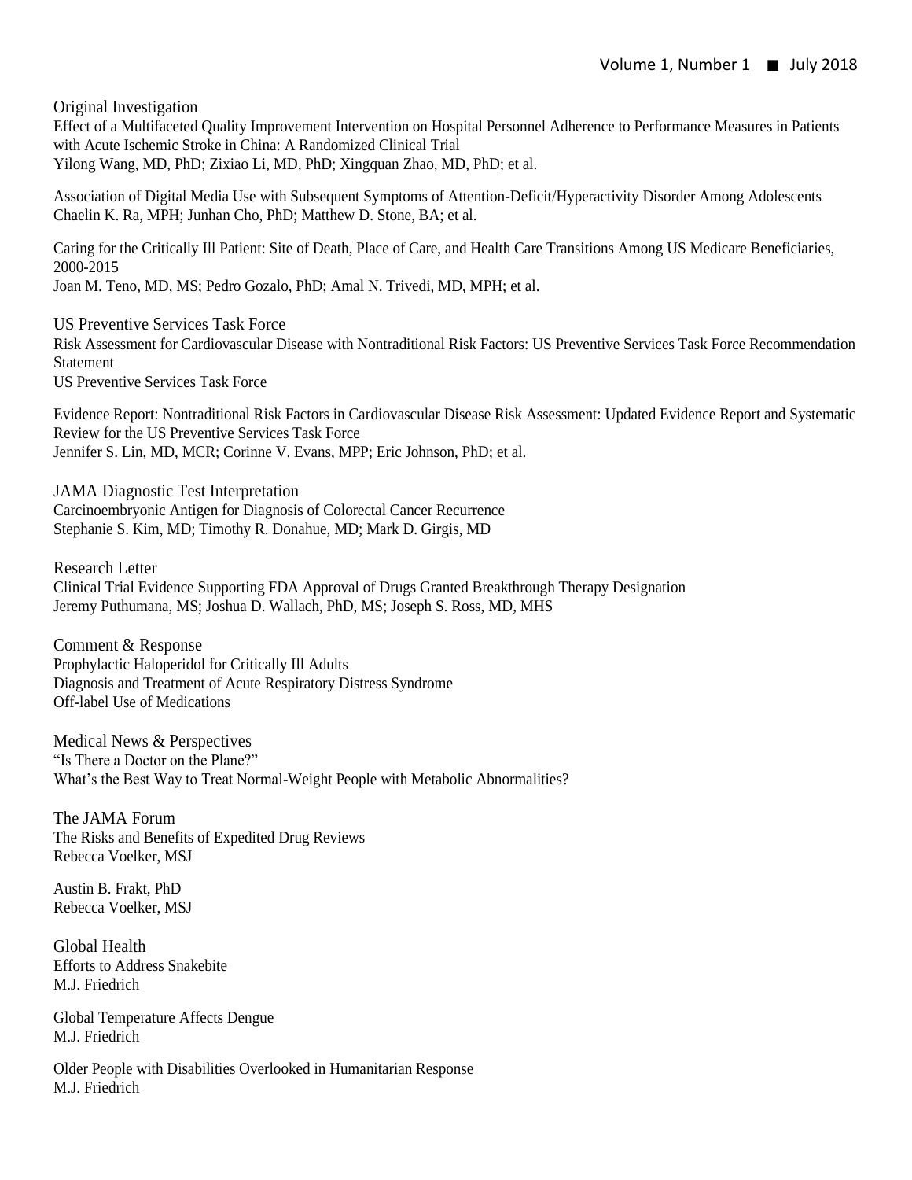## Original Investigation

Effect of a Multifaceted Quality Improvement Intervention on Hospital Personnel Adherence to Performance Measures in Patients with Acute Ischemic Stroke in China: A Randomized Clinical Trial
Yilong Wang, MD, PhD; Zixiao Li, MD, PhD; Xingquan Zhao, MD, PhD; et al.

Association of Digital Media Use with Subsequent Symptoms of Attention-Deficit/Hyperactivity Disorder Among Adolescents
Chaelin K. Ra, MPH; Junhan Cho, PhD; Matthew D. Stone, BA; et al.

Caring for the Critically Ill Patient: Site of Death, Place of Care, and Health Care Transitions Among US Medicare Beneficiaries, 2000-2015
Joan M. Teno, MD, MS; Pedro Gozalo, PhD; Amal N. Trivedi, MD, MPH; et al.

## US Preventive Services Task Force

Risk Assessment for Cardiovascular Disease with Nontraditional Risk Factors: US Preventive Services Task Force Recommendation Statement
US Preventive Services Task Force

Evidence Report: Nontraditional Risk Factors in Cardiovascular Disease Risk Assessment: Updated Evidence Report and Systematic Review for the US Preventive Services Task Force
Jennifer S. Lin, MD, MCR; Corinne V. Evans, MPP; Eric Johnson, PhD; et al.

## JAMA Diagnostic Test Interpretation

Carcinoembryonic Antigen for Diagnosis of Colorectal Cancer Recurrence
Stephanie S. Kim, MD; Timothy R. Donahue, MD; Mark D. Girgis, MD

## Research Letter

Clinical Trial Evidence Supporting FDA Approval of Drugs Granted Breakthrough Therapy Designation
Jeremy Puthumana, MS; Joshua D. Wallach, PhD, MS; Joseph S. Ross, MD, MHS

## Comment & Response

Prophylactic Haloperidol for Critically Ill Adults
Diagnosis and Treatment of Acute Respiratory Distress Syndrome
Off-label Use of Medications

## Medical News & Perspectives

"Is There a Doctor on the Plane?"
What's the Best Way to Treat Normal-Weight People with Metabolic Abnormalities?

## The JAMA Forum

The Risks and Benefits of Expedited Drug Reviews
Rebecca Voelker, MSJ

Austin B. Frakt, PhD
Rebecca Voelker, MSJ

## Global Health

Efforts to Address Snakebite
M.J. Friedrich

Global Temperature Affects Dengue
M.J. Friedrich

Older People with Disabilities Overlooked in Humanitarian Response
M.J. Friedrich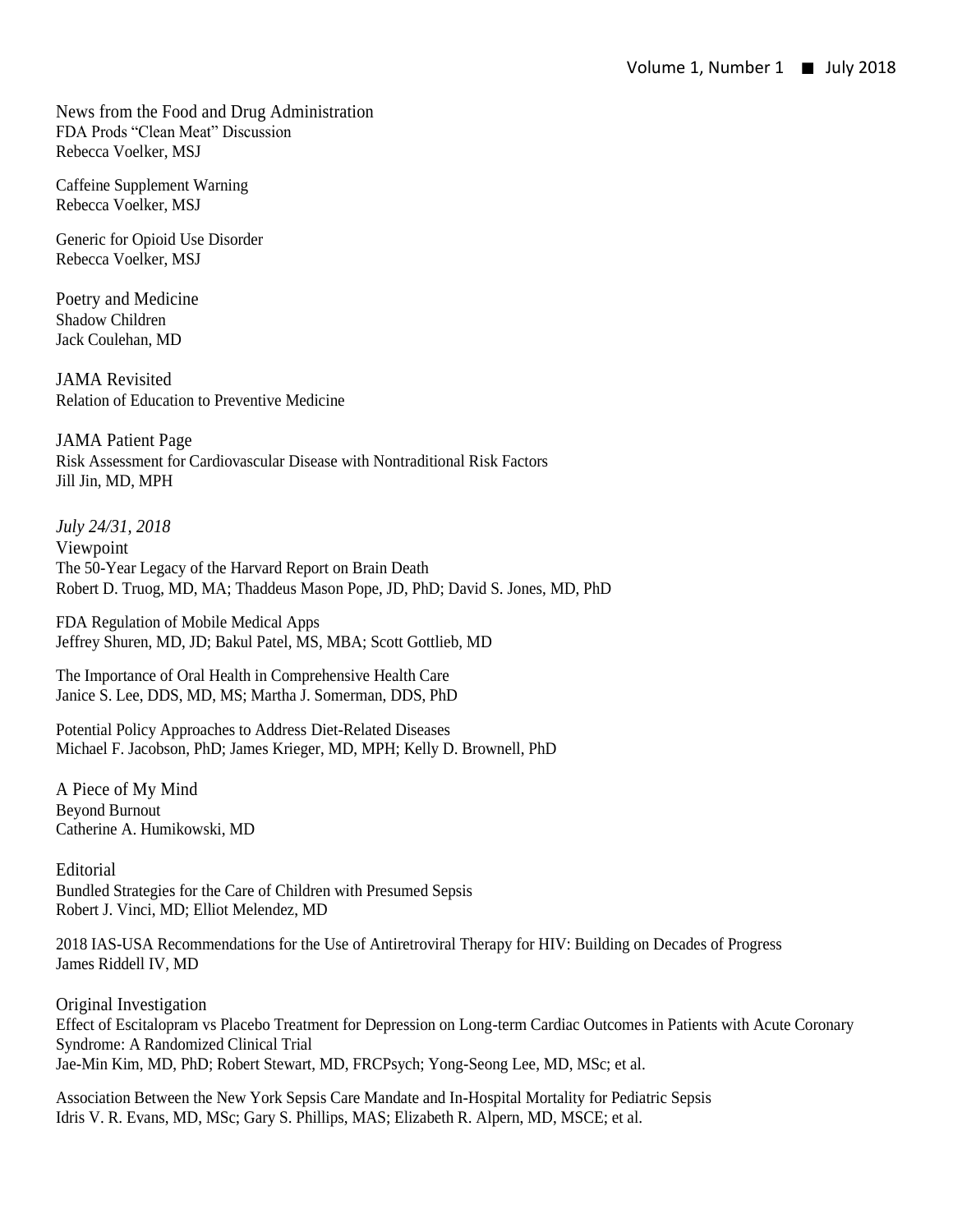News from the Food and Drug Administration
FDA Prods "Clean Meat" Discussion
Rebecca Voelker, MSJ

Caffeine Supplement Warning
Rebecca Voelker, MSJ

Generic for Opioid Use Disorder
Rebecca Voelker, MSJ

Poetry and Medicine
Shadow Children
Jack Coulehan, MD

JAMA Revisited
Relation of Education to Preventive Medicine

JAMA Patient Page
Risk Assessment for Cardiovascular Disease with Nontraditional Risk Factors
Jill Jin, MD, MPH

*July 24/31, 2018*

Viewpoint
The 50-Year Legacy of the Harvard Report on Brain Death
Robert D. Truog, MD, MA; Thaddeus Mason Pope, JD, PhD; David S. Jones, MD, PhD

FDA Regulation of Mobile Medical Apps
Jeffrey Shuren, MD, JD; Bakul Patel, MS, MBA; Scott Gottlieb, MD

The Importance of Oral Health in Comprehensive Health Care
Janice S. Lee, DDS, MD, MS; Martha J. Somerman, DDS, PhD

Potential Policy Approaches to Address Diet-Related Diseases
Michael F. Jacobson, PhD; James Krieger, MD, MPH; Kelly D. Brownell, PhD

A Piece of My Mind
Beyond Burnout
Catherine A. Humikowski, MD

Editorial
Bundled Strategies for the Care of Children with Presumed Sepsis
Robert J. Vinci, MD; Elliot Melendez, MD

2018 IAS-USA Recommendations for the Use of Antiretroviral Therapy for HIV: Building on Decades of Progress
James Riddell IV, MD

Original Investigation
Effect of Escitalopram vs Placebo Treatment for Depression on Long-term Cardiac Outcomes in Patients with Acute Coronary Syndrome: A Randomized Clinical Trial
Jae-Min Kim, MD, PhD; Robert Stewart, MD, FRCPsych; Yong-Seong Lee, MD, MSc; et al.

Association Between the New York Sepsis Care Mandate and In-Hospital Mortality for Pediatric Sepsis
Idris V. R. Evans, MD, MSc; Gary S. Phillips, MAS; Elizabeth R. Alpern, MD, MSCE; et al.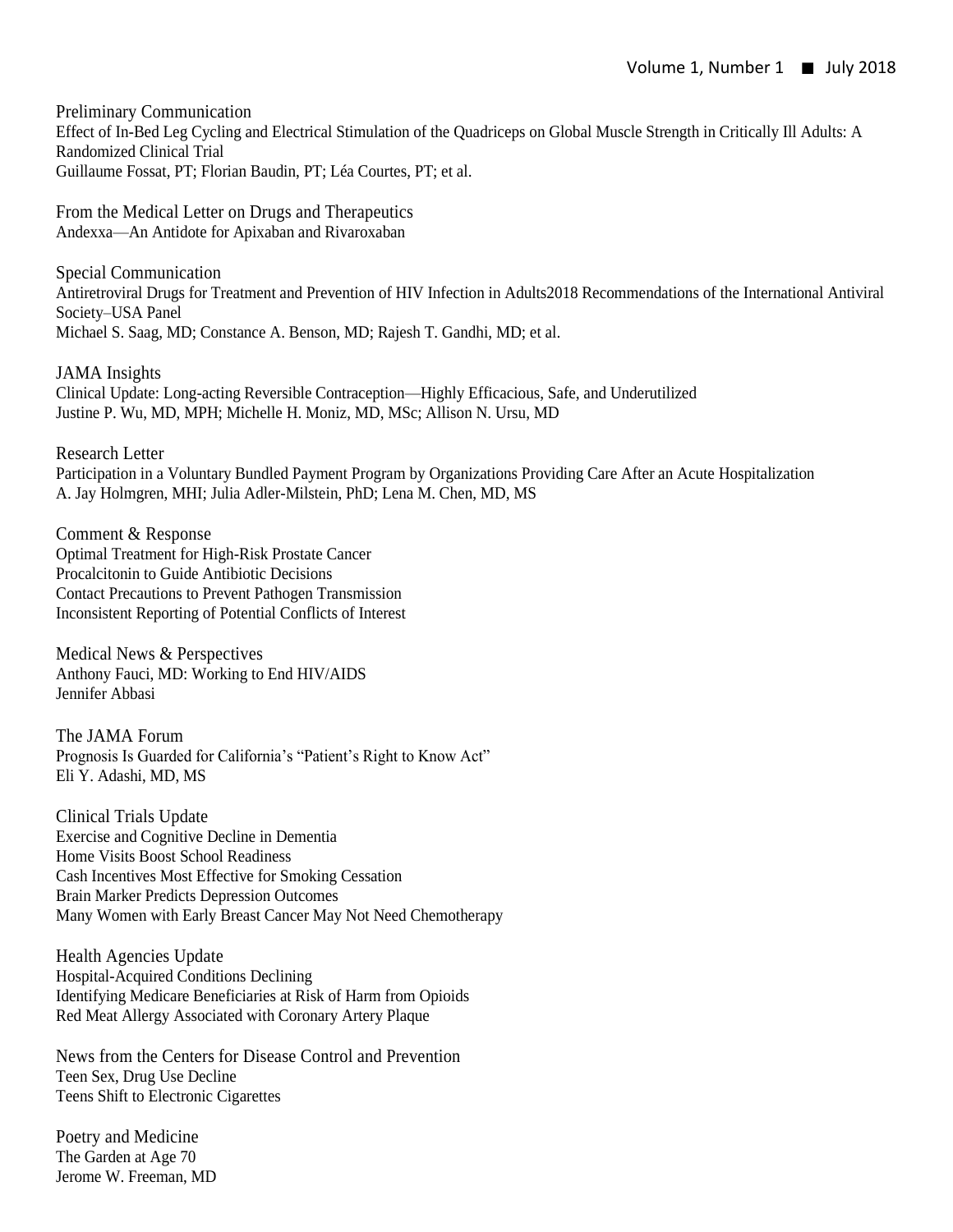## Preliminary Communication

Effect of In-Bed Leg Cycling and Electrical Stimulation of the Quadriceps on Global Muscle Strength in Critically Ill Adults: A Randomized Clinical Trial

Guillaume Fossat, PT; Florian Baudin, PT; Léa Courtes, PT; et al.

## From the Medical Letter on Drugs and Therapeutics

Andexxa—An Antidote for Apixaban and Rivaroxaban

## Special Communication

Antiretroviral Drugs for Treatment and Prevention of HIV Infection in Adults2018 Recommendations of the International Antiviral Society–USA Panel

Michael S. Saag, MD; Constance A. Benson, MD; Rajesh T. Gandhi, MD; et al.

## JAMA Insights

Clinical Update: Long-acting Reversible Contraception—Highly Efficacious, Safe, and Underutilized

Justine P. Wu, MD, MPH; Michelle H. Moniz, MD, MSc; Allison N. Ursu, MD

## Research Letter

Participation in a Voluntary Bundled Payment Program by Organizations Providing Care After an Acute Hospitalization

A. Jay Holmgren, MHI; Julia Adler-Milstein, PhD; Lena M. Chen, MD, MS

## Comment & Response

Optimal Treatment for High-Risk Prostate Cancer

Procalcitonin to Guide Antibiotic Decisions

Contact Precautions to Prevent Pathogen Transmission

Inconsistent Reporting of Potential Conflicts of Interest

## Medical News & Perspectives

Anthony Fauci, MD: Working to End HIV/AIDS

Jennifer Abbasi

## The JAMA Forum

Prognosis Is Guarded for California's "Patient's Right to Know Act"

Eli Y. Adashi, MD, MS

## Clinical Trials Update

Exercise and Cognitive Decline in Dementia

Home Visits Boost School Readiness

Cash Incentives Most Effective for Smoking Cessation

Brain Marker Predicts Depression Outcomes

Many Women with Early Breast Cancer May Not Need Chemotherapy

## Health Agencies Update

Hospital-Acquired Conditions Declining

Identifying Medicare Beneficiaries at Risk of Harm from Opioids

Red Meat Allergy Associated with Coronary Artery Plaque

## News from the Centers for Disease Control and Prevention

Teen Sex, Drug Use Decline

Teens Shift to Electronic Cigarettes

## Poetry and Medicine

The Garden at Age 70

Jerome W. Freeman, MD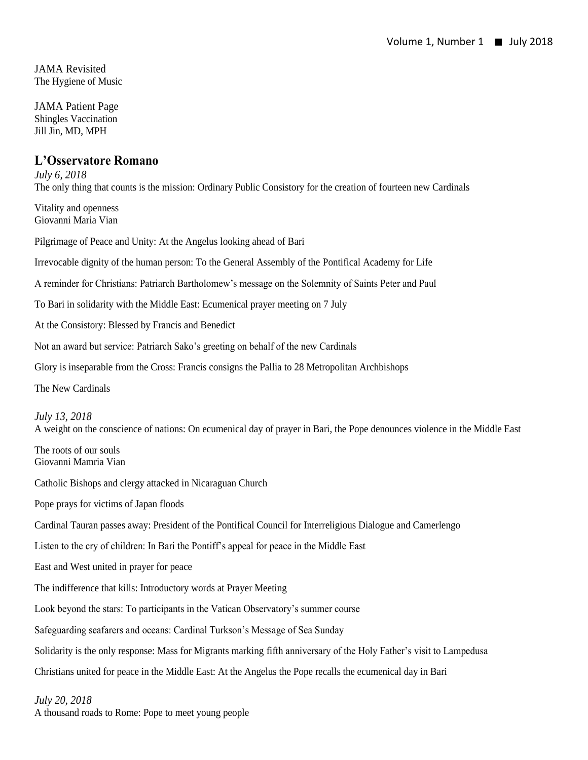JAMA Revisited
The Hygiene of Music

JAMA Patient Page
Shingles Vaccination
Jill Jin, MD, MPH

## L'Osservatore Romano

*July 6, 2018*
The only thing that counts is the mission: Ordinary Public Consistory for the creation of fourteen new Cardinals

Vitality and openness
Giovanni Maria Vian

Pilgrimage of Peace and Unity: At the Angelus looking ahead of Bari

Irrevocable dignity of the human person: To the General Assembly of the Pontifical Academy for Life

A reminder for Christians: Patriarch Bartholomew's message on the Solemnity of Saints Peter and Paul

To Bari in solidarity with the Middle East: Ecumenical prayer meeting on 7 July

At the Consistory: Blessed by Francis and Benedict

Not an award but service: Patriarch Sako's greeting on behalf of the new Cardinals

Glory is inseparable from the Cross: Francis consigns the Pallia to 28 Metropolitan Archbishops

The New Cardinals

*July 13, 2018*
A weight on the conscience of nations: On ecumenical day of prayer in Bari, the Pope denounces violence in the Middle East

The roots of our souls
Giovanni Mamria Vian

Catholic Bishops and clergy attacked in Nicaraguan Church

Pope prays for victims of Japan floods

Cardinal Tauran passes away: President of the Pontifical Council for Interreligious Dialogue and Camerlengo

Listen to the cry of children: In Bari the Pontiff's appeal for peace in the Middle East

East and West united in prayer for peace

The indifference that kills: Introductory words at Prayer Meeting

Look beyond the stars: To participants in the Vatican Observatory's summer course

Safeguarding seafarers and oceans: Cardinal Turkson's Message of Sea Sunday

Solidarity is the only response: Mass for Migrants marking fifth anniversary of the Holy Father's visit to Lampedusa

Christians united for peace in the Middle East: At the Angelus the Pope recalls the ecumenical day in Bari

*July 20, 2018*
A thousand roads to Rome: Pope to meet young people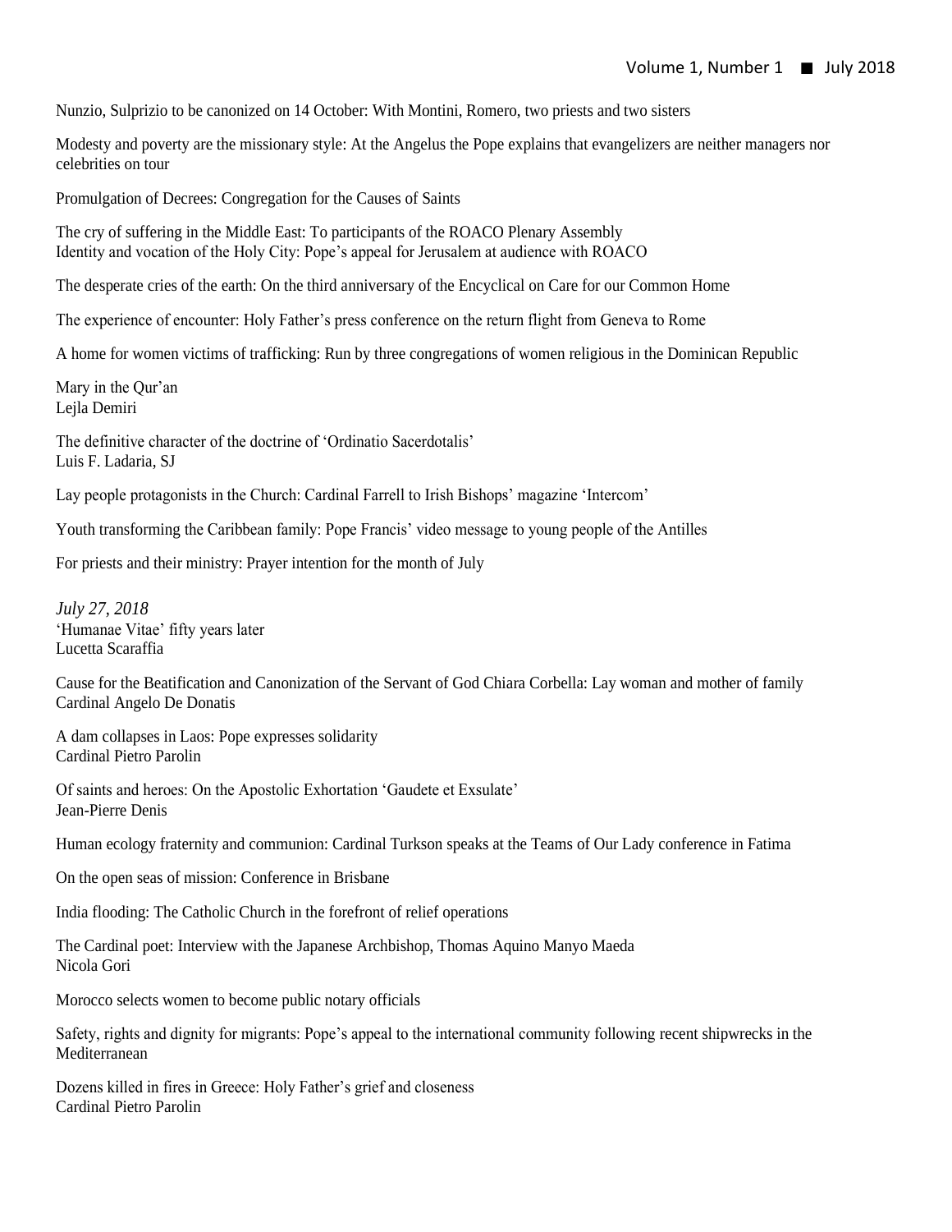Nunzio, Sulprizio to be canonized on 14 October: With Montini, Romero, two priests and two sisters

Modesty and poverty are the missionary style: At the Angelus the Pope explains that evangelizers are neither managers nor celebrities on tour

Promulgation of Decrees: Congregation for the Causes of Saints

The cry of suffering in the Middle East: To participants of the ROACO Plenary Assembly
Identity and vocation of the Holy City: Pope's appeal for Jerusalem at audience with ROACO

The desperate cries of the earth: On the third anniversary of the Encyclical on Care for our Common Home

The experience of encounter: Holy Father's press conference on the return flight from Geneva to Rome

A home for women victims of trafficking: Run by three congregations of women religious in the Dominican Republic

Mary in the Qur'an
Lejla Demiri

The definitive character of the doctrine of 'Ordinatio Sacerdotalis'
Luis F. Ladaria, SJ

Lay people protagonists in the Church: Cardinal Farrell to Irish Bishops' magazine 'Intercom'

Youth transforming the Caribbean family: Pope Francis' video message to young people of the Antilles

For priests and their ministry: Prayer intention for the month of July

*July 27, 2018*
'Humanae Vitae' fifty years later
Lucetta Scaraffia

Cause for the Beatification and Canonization of the Servant of God Chiara Corbella: Lay woman and mother of family
Cardinal Angelo De Donatis

A dam collapses in Laos: Pope expresses solidarity
Cardinal Pietro Parolin

Of saints and heroes: On the Apostolic Exhortation 'Gaudete et Exsulate'
Jean-Pierre Denis

Human ecology fraternity and communion: Cardinal Turkson speaks at the Teams of Our Lady conference in Fatima

On the open seas of mission: Conference in Brisbane

India flooding: The Catholic Church in the forefront of relief operations

The Cardinal poet: Interview with the Japanese Archbishop, Thomas Aquino Manyo Maeda
Nicola Gori

Morocco selects women to become public notary officials

Safety, rights and dignity for migrants: Pope's appeal to the international community following recent shipwrecks in the Mediterranean

Dozens killed in fires in Greece: Holy Father's grief and closeness
Cardinal Pietro Parolin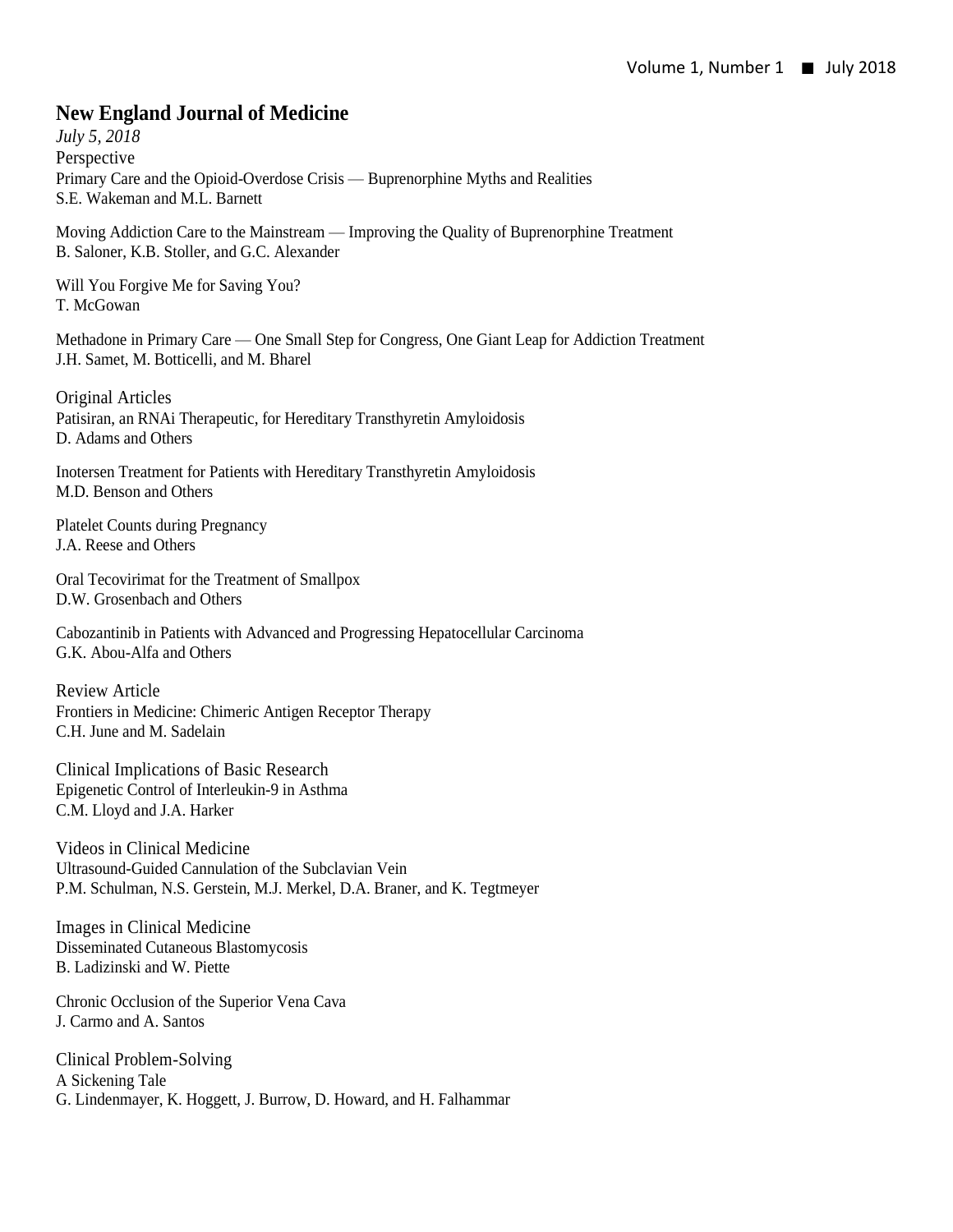## New England Journal of Medicine

*July 5, 2018*

### Perspective

Primary Care and the Opioid-Overdose Crisis — Buprenorphine Myths and Realities
S.E. Wakeman and M.L. Barnett

Moving Addiction Care to the Mainstream — Improving the Quality of Buprenorphine Treatment
B. Saloner, K.B. Stoller, and G.C. Alexander

Will You Forgive Me for Saving You?
T. McGowan

Methadone in Primary Care — One Small Step for Congress, One Giant Leap for Addiction Treatment
J.H. Samet, M. Botticelli, and M. Bharel

### Original Articles

Patisiran, an RNAi Therapeutic, for Hereditary Transthyretin Amyloidosis
D. Adams and Others

Inotersen Treatment for Patients with Hereditary Transthyretin Amyloidosis
M.D. Benson and Others

Platelet Counts during Pregnancy
J.A. Reese and Others

Oral Tecovirimat for the Treatment of Smallpox
D.W. Grosenbach and Others

Cabozantinib in Patients with Advanced and Progressing Hepatocellular Carcinoma
G.K. Abou-Alfa and Others

### Review Article

Frontiers in Medicine: Chimeric Antigen Receptor Therapy
C.H. June and M. Sadelain

### Clinical Implications of Basic Research

Epigenetic Control of Interleukin-9 in Asthma
C.M. Lloyd and J.A. Harker

### Videos in Clinical Medicine

Ultrasound-Guided Cannulation of the Subclavian Vein
P.M. Schulman, N.S. Gerstein, M.J. Merkel, D.A. Braner, and K. Tegtmeyer

### Images in Clinical Medicine

Disseminated Cutaneous Blastomycosis
B. Ladizinski and W. Piette

Chronic Occlusion of the Superior Vena Cava
J. Carmo and A. Santos

### Clinical Problem-Solving

A Sickening Tale
G. Lindenmayer, K. Hoggett, J. Burrow, D. Howard, and H. Falhammar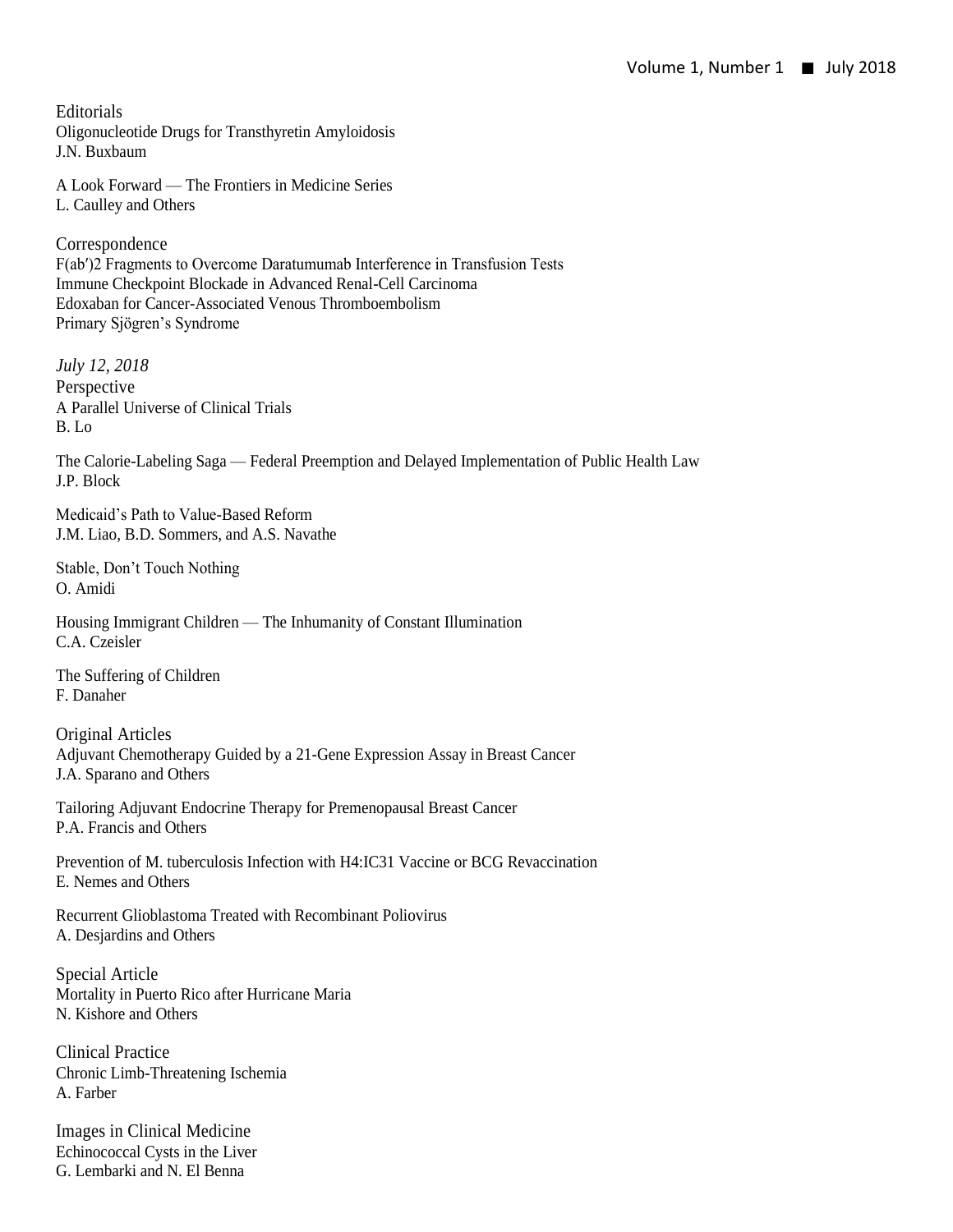## Editorials

Oligonucleotide Drugs for Transthyretin Amyloidosis
J.N. Buxbaum

A Look Forward — The Frontiers in Medicine Series
L. Caulley and Others

## Correspondence

F(ab′)2 Fragments to Overcome Daratumumab Interference in Transfusion Tests
Immune Checkpoint Blockade in Advanced Renal-Cell Carcinoma
Edoxaban for Cancer-Associated Venous Thromboembolism
Primary Sjögren's Syndrome

*July 12, 2018*

## Perspective

A Parallel Universe of Clinical Trials
B. Lo

The Calorie-Labeling Saga — Federal Preemption and Delayed Implementation of Public Health Law
J.P. Block

Medicaid's Path to Value-Based Reform
J.M. Liao, B.D. Sommers, and A.S. Navathe

Stable, Don't Touch Nothing
O. Amidi

Housing Immigrant Children — The Inhumanity of Constant Illumination
C.A. Czeisler

The Suffering of Children
F. Danaher

## Original Articles

Adjuvant Chemotherapy Guided by a 21-Gene Expression Assay in Breast Cancer
J.A. Sparano and Others

Tailoring Adjuvant Endocrine Therapy for Premenopausal Breast Cancer
P.A. Francis and Others

Prevention of M. tuberculosis Infection with H4:IC31 Vaccine or BCG Revaccination
E. Nemes and Others

Recurrent Glioblastoma Treated with Recombinant Poliovirus
A. Desjardins and Others

## Special Article

Mortality in Puerto Rico after Hurricane Maria
N. Kishore and Others

## Clinical Practice

Chronic Limb-Threatening Ischemia
A. Farber

## Images in Clinical Medicine

Echinococcal Cysts in the Liver
G. Lembarki and N. El Benna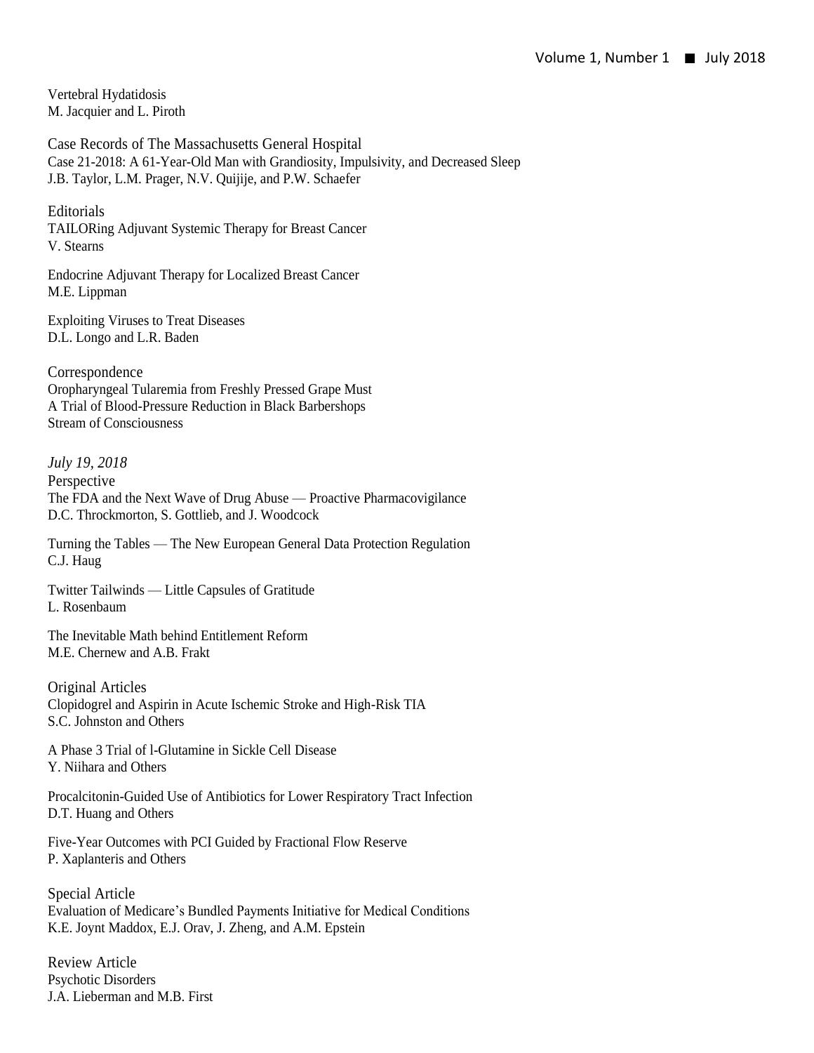Vertebral Hydatidosis
M. Jacquier and L. Piroth

Case Records of The Massachusetts General Hospital
Case 21-2018: A 61-Year-Old Man with Grandiosity, Impulsivity, and Decreased Sleep
J.B. Taylor, L.M. Prager, N.V. Quijije, and P.W. Schaefer

Editorials
TAILORing Adjuvant Systemic Therapy for Breast Cancer
V. Stearns

Endocrine Adjuvant Therapy for Localized Breast Cancer
M.E. Lippman

Exploiting Viruses to Treat Diseases
D.L. Longo and L.R. Baden

Correspondence
Oropharyngeal Tularemia from Freshly Pressed Grape Must
A Trial of Blood-Pressure Reduction in Black Barbershops
Stream of Consciousness

*July 19, 2018*

Perspective
The FDA and the Next Wave of Drug Abuse — Proactive Pharmacovigilance
D.C. Throckmorton, S. Gottlieb, and J. Woodcock

Turning the Tables — The New European General Data Protection Regulation
C.J. Haug

Twitter Tailwinds — Little Capsules of Gratitude
L. Rosenbaum

The Inevitable Math behind Entitlement Reform
M.E. Chernew and A.B. Frakt

Original Articles
Clopidogrel and Aspirin in Acute Ischemic Stroke and High-Risk TIA
S.C. Johnston and Others

A Phase 3 Trial of l-Glutamine in Sickle Cell Disease
Y. Niihara and Others

Procalcitonin-Guided Use of Antibiotics for Lower Respiratory Tract Infection
D.T. Huang and Others

Five-Year Outcomes with PCI Guided by Fractional Flow Reserve
P. Xaplanteris and Others

Special Article
Evaluation of Medicare's Bundled Payments Initiative for Medical Conditions
K.E. Joynt Maddox, E.J. Orav, J. Zheng, and A.M. Epstein

Review Article
Psychotic Disorders
J.A. Lieberman and M.B. First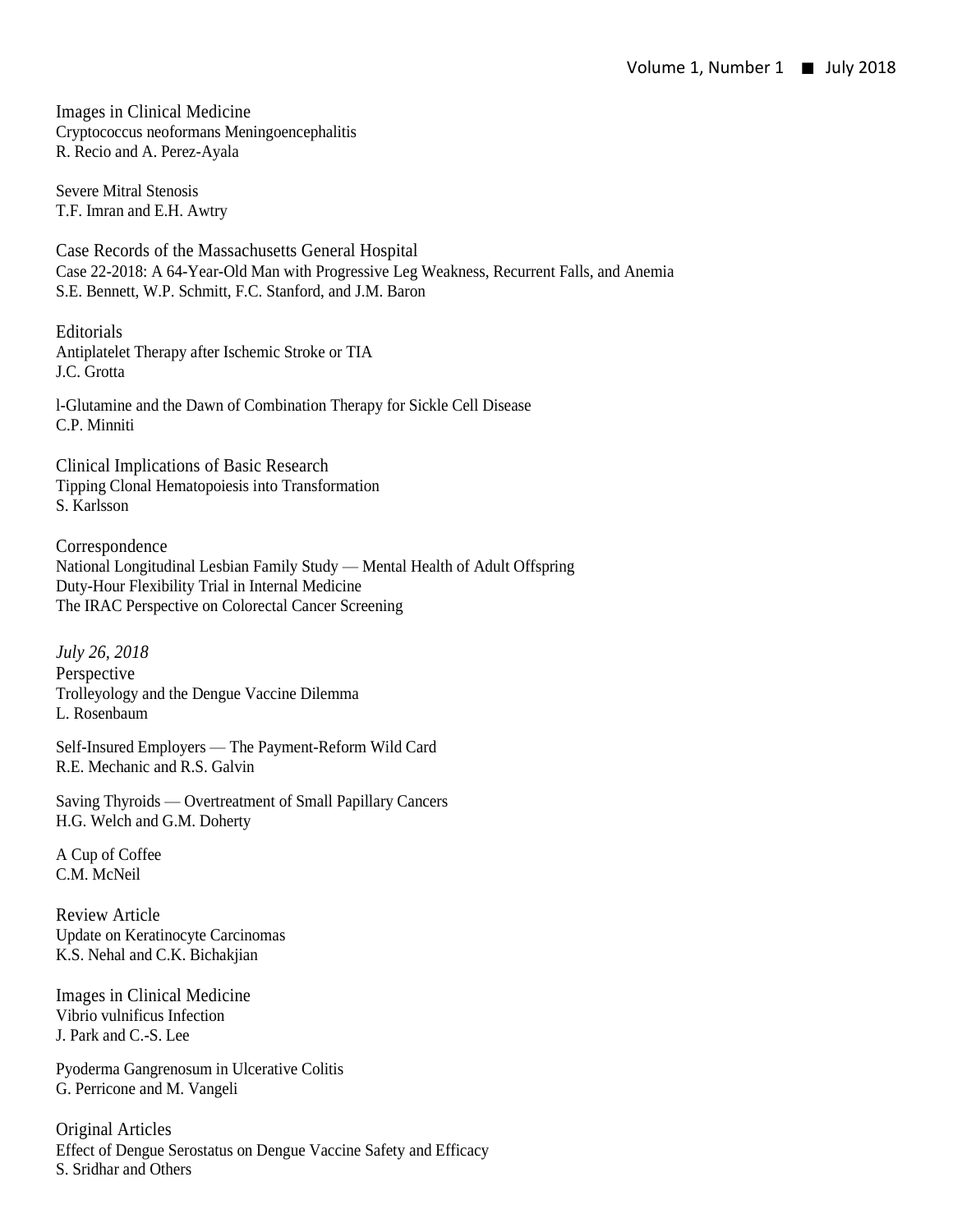Images in Clinical Medicine

Cryptococcus neoformans Meningoencephalitis
R. Recio and A. Perez-Ayala

Severe Mitral Stenosis
T.F. Imran and E.H. Awtry

Case Records of the Massachusetts General Hospital

Case 22-2018: A 64-Year-Old Man with Progressive Leg Weakness, Recurrent Falls, and Anemia
S.E. Bennett, W.P. Schmitt, F.C. Stanford, and J.M. Baron

Editorials

Antiplatelet Therapy after Ischemic Stroke or TIA
J.C. Grotta

l-Glutamine and the Dawn of Combination Therapy for Sickle Cell Disease
C.P. Minniti

Clinical Implications of Basic Research

Tipping Clonal Hematopoiesis into Transformation
S. Karlsson

Correspondence

National Longitudinal Lesbian Family Study — Mental Health of Adult Offspring
Duty-Hour Flexibility Trial in Internal Medicine
The IRAC Perspective on Colorectal Cancer Screening

*July 26, 2018*

Perspective

Trolleyology and the Dengue Vaccine Dilemma
L. Rosenbaum

Self-Insured Employers — The Payment-Reform Wild Card
R.E. Mechanic and R.S. Galvin

Saving Thyroids — Overtreatment of Small Papillary Cancers
H.G. Welch and G.M. Doherty

A Cup of Coffee
C.M. McNeil

Review Article

Update on Keratinocyte Carcinomas
K.S. Nehal and C.K. Bichakjian

Images in Clinical Medicine

Vibrio vulnificus Infection
J. Park and C.-S. Lee

Pyoderma Gangrenosum in Ulcerative Colitis
G. Perricone and M. Vangeli

Original Articles

Effect of Dengue Serostatus on Dengue Vaccine Safety and Efficacy
S. Sridhar and Others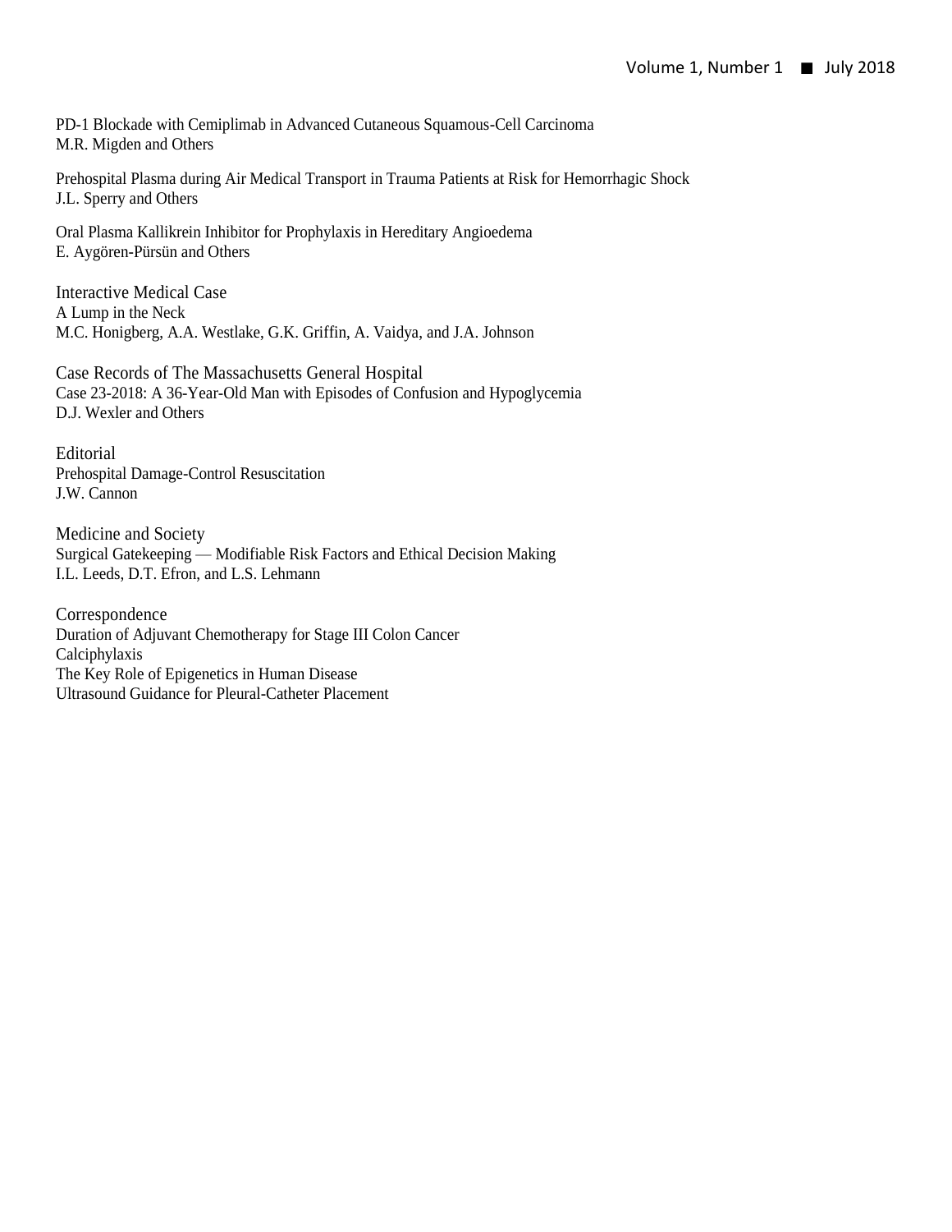PD-1 Blockade with Cemiplimab in Advanced Cutaneous Squamous-Cell Carcinoma
M.R. Migden and Others

Prehospital Plasma during Air Medical Transport in Trauma Patients at Risk for Hemorrhagic Shock
J.L. Sperry and Others

Oral Plasma Kallikrein Inhibitor for Prophylaxis in Hereditary Angioedema
E. Aygören-Pürsün and Others

## Interactive Medical Case

A Lump in the Neck
M.C. Honigberg, A.A. Westlake, G.K. Griffin, A. Vaidya, and J.A. Johnson

## Case Records of The Massachusetts General Hospital

Case 23-2018: A 36-Year-Old Man with Episodes of Confusion and Hypoglycemia
D.J. Wexler and Others

## Editorial

Prehospital Damage-Control Resuscitation
J.W. Cannon

## Medicine and Society

Surgical Gatekeeping — Modifiable Risk Factors and Ethical Decision Making
I.L. Leeds, D.T. Efron, and L.S. Lehmann

## Correspondence

Duration of Adjuvant Chemotherapy for Stage III Colon Cancer
Calciphylaxis
The Key Role of Epigenetics in Human Disease
Ultrasound Guidance for Pleural-Catheter Placement